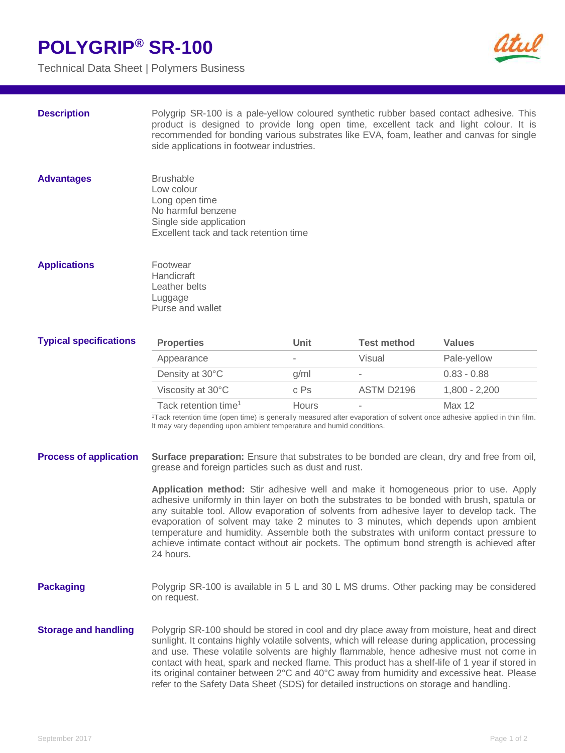# POLYGRIP® SR-100

Technical Data Sheet | Polymers Business

## Description

Polygrip SR-100 is a pale-yellow coloured synthetic rubber based contact adhesive. This product is designed to provide long open time, excellent tack and light colour. It is recommended for bonding various substrates like EVA, foam, leather and canvas for single side applications in footwear industries.

## Advantages

Brushable
Low colour
Long open time
No harmful benzene
Single side application
Excellent tack and tack retention time

## Applications

Footwear
Handicraft
Leather belts
Luggage
Purse and wallet

## Typical specifications

| Properties | Unit | Test method | Values |
|---|---|---|---|
| Appearance | - | Visual | Pale-yellow |
| Density at 30°C | g/ml | - | 0.83 - 0.88 |
| Viscosity at 30°C | c Ps | ASTM D2196 | 1,800 - 2,200 |
| Tack retention time[1] | Hours | - | Max 12 |

[1]Tack retention time (open time) is generally measured after evaporation of solvent once adhesive applied in thin film. It may vary depending upon ambient temperature and humid conditions.

## Process of application

**Surface preparation:** Ensure that substrates to be bonded are clean, dry and free from oil, grease and foreign particles such as dust and rust.

**Application method:** Stir adhesive well and make it homogeneous prior to use. Apply adhesive uniformly in thin layer on both the substrates to be bonded with brush, spatula or any suitable tool. Allow evaporation of solvents from adhesive layer to develop tack. The evaporation of solvent may take 2 minutes to 3 minutes, which depends upon ambient temperature and humidity. Assemble both the substrates with uniform contact pressure to achieve intimate contact without air pockets. The optimum bond strength is achieved after 24 hours.

## Packaging

Polygrip SR-100 is available in 5 L and 30 L MS drums. Other packing may be considered on request.

## Storage and handling

Polygrip SR-100 should be stored in cool and dry place away from moisture, heat and direct sunlight. It contains highly volatile solvents, which will release during application, processing and use. These volatile solvents are highly flammable, hence adhesive must not come in contact with heat, spark and necked flame. This product has a shelf-life of 1 year if stored in its original container between 2°C and 40°C away from humidity and excessive heat. Please refer to the Safety Data Sheet (SDS) for detailed instructions on storage and handling.

September 2017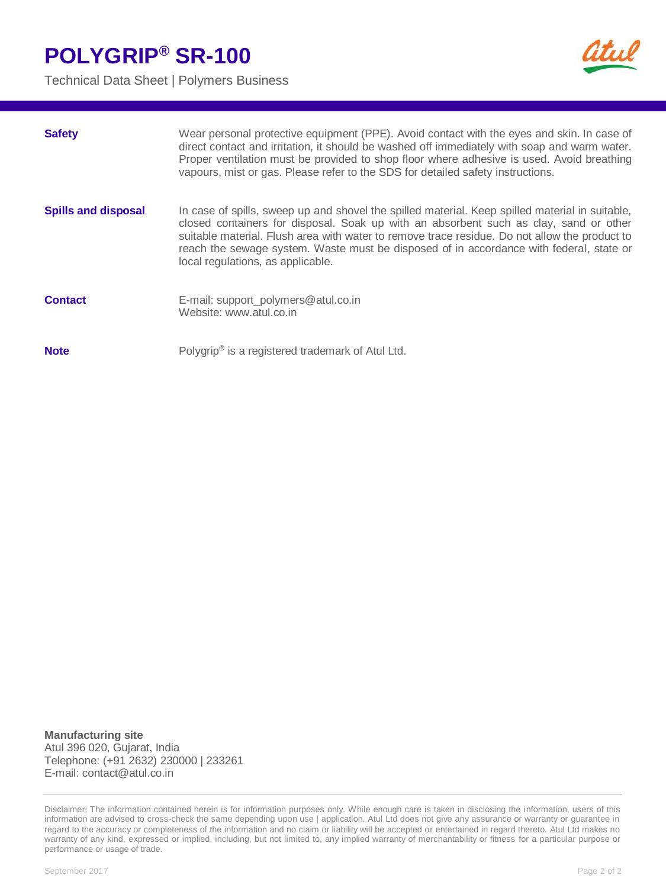# POLYGRIP® SR-100

Technical Data Sheet | Polymers Business

**Safety**

Wear personal protective equipment (PPE). Avoid contact with the eyes and skin. In case of direct contact and irritation, it should be washed off immediately with soap and warm water. Proper ventilation must be provided to shop floor where adhesive is used. Avoid breathing vapours, mist or gas. Please refer to the SDS for detailed safety instructions.

**Spills and disposal**

In case of spills, sweep up and shovel the spilled material. Keep spilled material in suitable, closed containers for disposal. Soak up with an absorbent such as clay, sand or other suitable material. Flush area with water to remove trace residue. Do not allow the product to reach the sewage system. Waste must be disposed of in accordance with federal, state or local regulations, as applicable.

**Contact**

E-mail: support_polymers@atul.co.in
Website: www.atul.co.in

**Note**

Polygrip® is a registered trademark of Atul Ltd.

**Manufacturing site**
Atul 396 020, Gujarat, India
Telephone: (+91 2632) 230000 | 233261
E-mail: contact@atul.co.in

Disclaimer: The information contained herein is for information purposes only. While enough care is taken in disclosing the information, users of this information are advised to cross-check the same depending upon use | application. Atul Ltd does not give any assurance or warranty or guarantee in regard to the accuracy or completeness of the information and no claim or liability will be accepted or entertained in regard thereto. Atul Ltd makes no warranty of any kind, expressed or implied, including, but not limited to, any implied warranty of merchantability or fitness for a particular purpose or performance or usage of trade.

September 2017